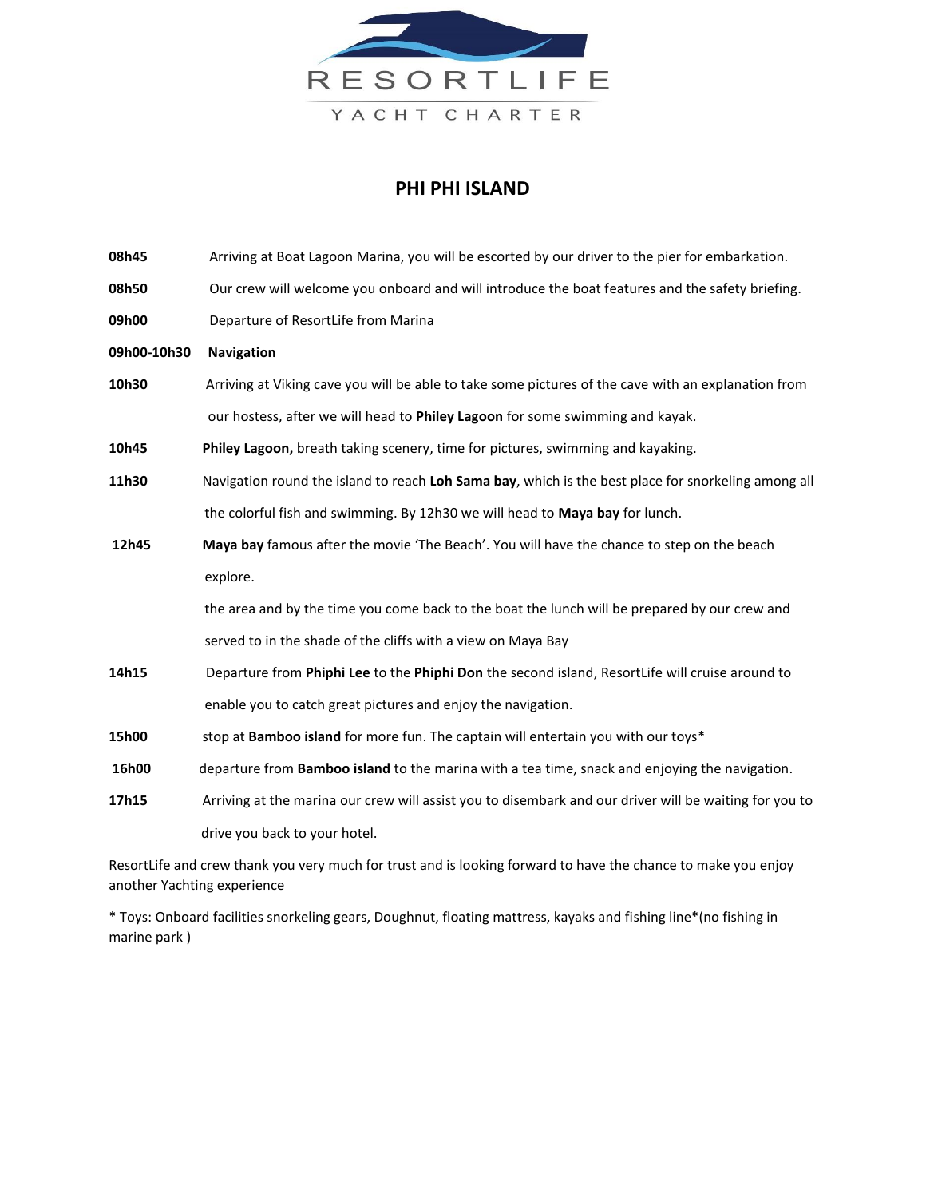RESORTLIFE

YACHT CHARTER

# PHI PHI ISLAND

**08h45** Arriving at Boat Lagoon Marina, you will be escorted by our driver to the pier for embarkation.

**08h50** Our crew will welcome you onboard and will introduce the boat features and the safety briefing.

**09h00** Departure of ResortLife from Marina

**09h00-10h30** **Navigation**

**10h30** Arriving at Viking cave you will be able to take some pictures of the cave with an explanation from our hostess, after we will head to **Philey Lagoon** for some swimming and kayak.

**10h45** **Philey Lagoon,** breath taking scenery, time for pictures, swimming and kayaking.

**11h30** Navigation round the island to reach **Loh Sama bay**, which is the best place for snorkeling among all the colorful fish and swimming. By 12h30 we will head to **Maya bay** for lunch.

**12h45** **Maya bay** famous after the movie 'The Beach'. You will have the chance to step on the beach explore.

the area and by the time you come back to the boat the lunch will be prepared by our crew and served to in the shade of the cliffs with a view on Maya Bay

**14h15** Departure from **Phiphi Lee** to the **Phiphi Don** the second island, ResortLife will cruise around to enable you to catch great pictures and enjoy the navigation.

**15h00** stop at **Bamboo island** for more fun. The captain will entertain you with our toys*

**16h00** departure from **Bamboo island** to the marina with a tea time, snack and enjoying the navigation.

**17h15** Arriving at the marina our crew will assist you to disembark and our driver will be waiting for you to drive you back to your hotel.

ResortLife and crew thank you very much for trust and is looking forward to have the chance to make you enjoy another Yachting experience

* Toys: Onboard facilities snorkeling gears, Doughnut, floating mattress, kayaks and fishing line*(no fishing in marine park )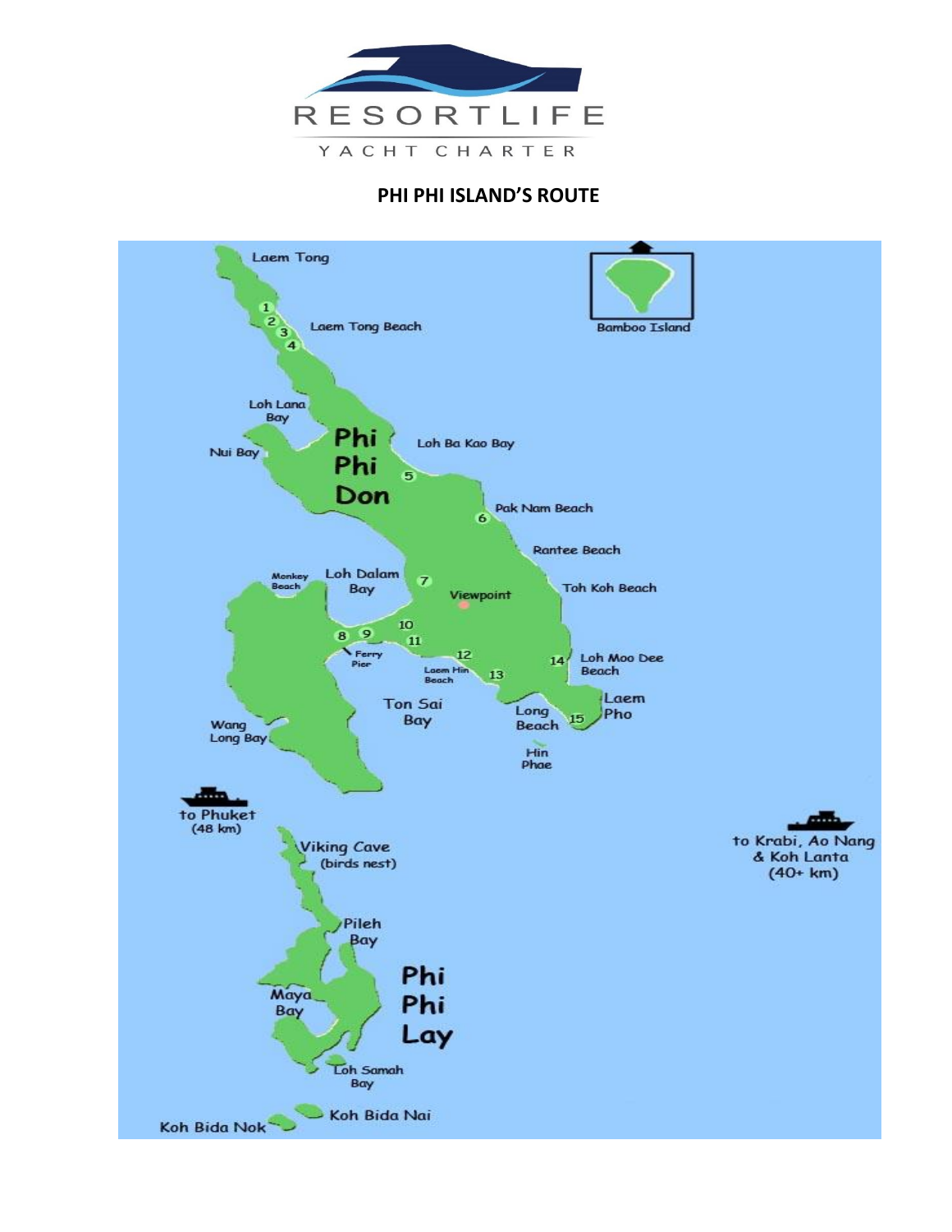## PHI PHI ISLAND'S ROUTE

Laem Tong

Laem Tong Beach

Bamboo Island

Loh Lana Bay

Nui Bay

Phi Phi Don

Loh Ba Kao Bay

Pak Nam Beach

Rantee Beach

Monkey Beach

Loh Dalam Bay

Viewpoint

Toh Koh Beach

Ferry Pier

Laem Hin Beach

Loh Moo Dee Beach

Ton Sai Bay

Laem Pho

Long Beach

Wang Long Bay

Hin Phae

to Phuket (48 km)

Viking Cave (birds nest)

to Krabi, Ao Nang & Koh Lanta (40+ km)

Pileh Bay

Maya Bay

Phi Phi Lay

Loh Samah Bay

Koh Bida Nai

Koh Bida Nok

1 2 3 4 5 6 7 8 9 10 11 12 13 14 15